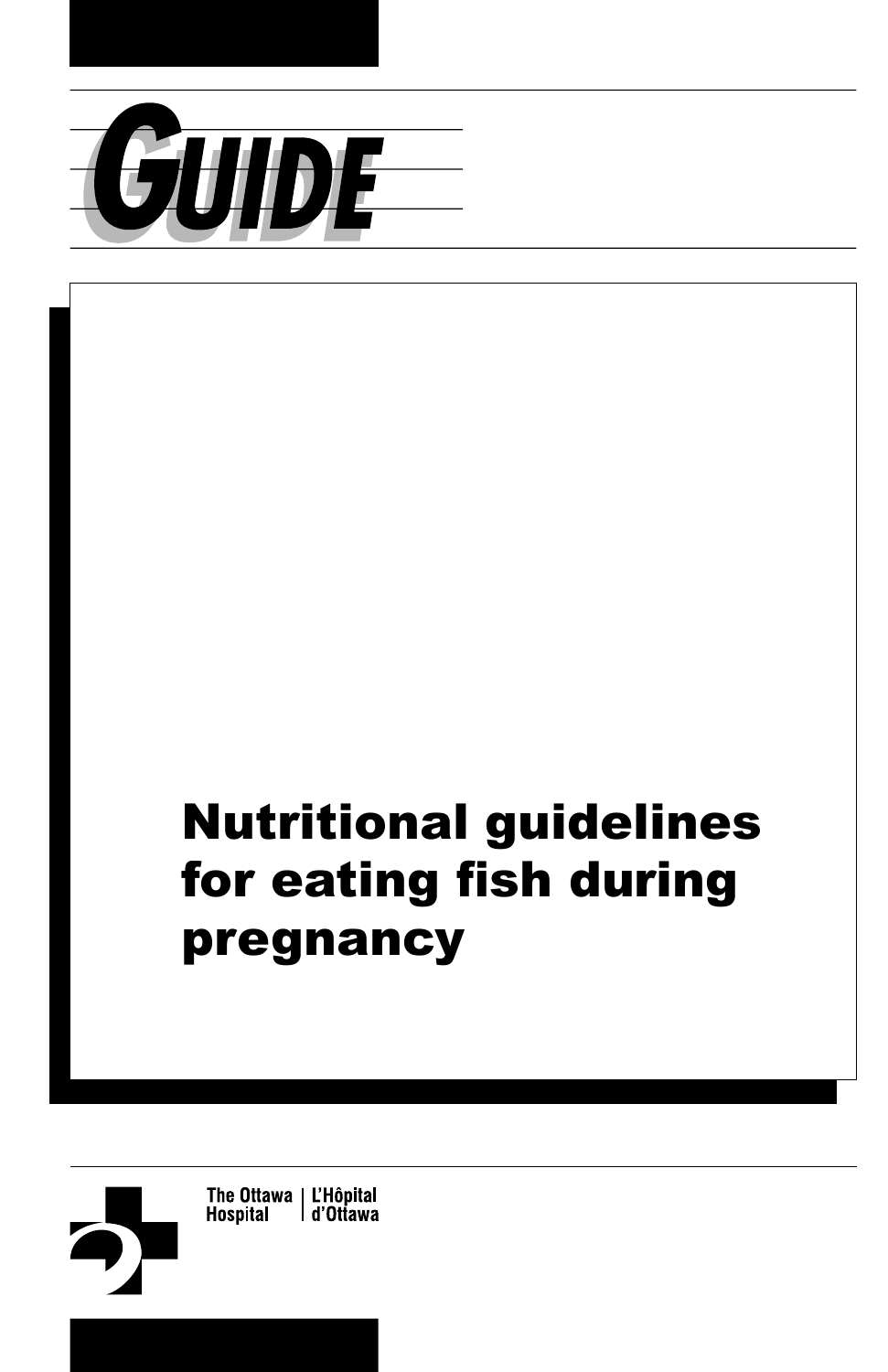# GUIDE

# Nutritional guidelines for eating fish during pregnancy

The Ottawa Hospital | L'Hôpital d'Ottawa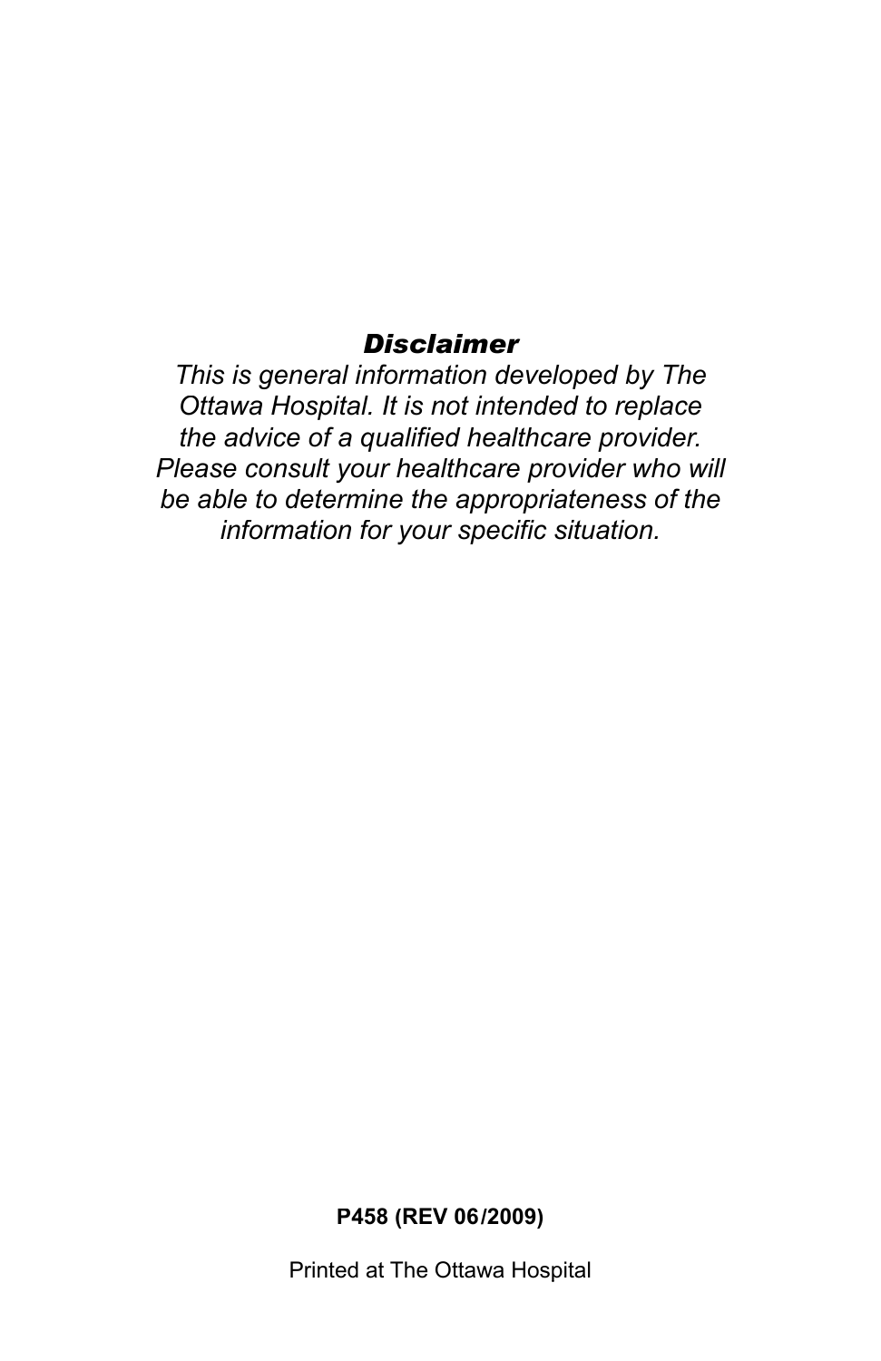***Disclaimer***

*This is general information developed by The Ottawa Hospital. It is not intended to replace the advice of a qualified healthcare provider. Please consult your healthcare provider who will be able to determine the appropriateness of the information for your specific situation.*

**P458 (REV 06/2009)**

Printed at The Ottawa Hospital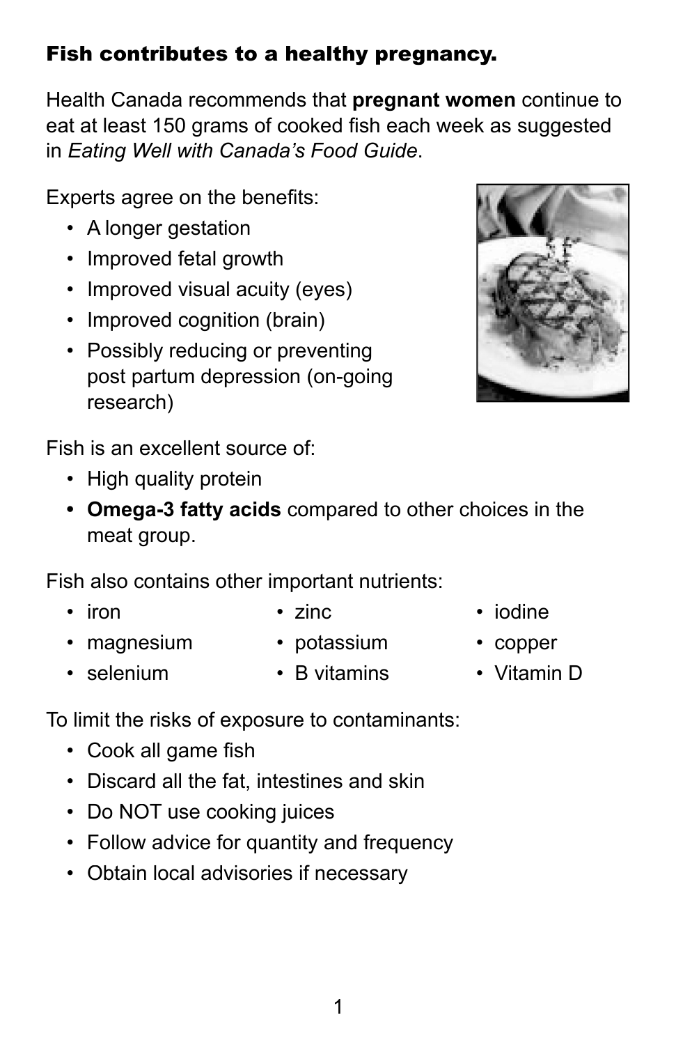# Fish contributes to a healthy pregnancy.

Health Canada recommends that **pregnant women** continue to eat at least 150 grams of cooked fish each week as suggested in *Eating Well with Canada's Food Guide*.

Experts agree on the benefits:

- A longer gestation
- Improved fetal growth
- Improved visual acuity (eyes)
- Improved cognition (brain)
- Possibly reducing or preventing post partum depression (on-going research)

Fish is an excellent source of:

- High quality protein
- **Omega-3 fatty acids** compared to other choices in the meat group.

Fish also contains other important nutrients:

- iron
- zinc
- iodine
- magnesium
- potassium
- copper
- selenium
- B vitamins
- Vitamin D

To limit the risks of exposure to contaminants:

- Cook all game fish
- Discard all the fat, intestines and skin
- Do NOT use cooking juices
- Follow advice for quantity and frequency
- Obtain local advisories if necessary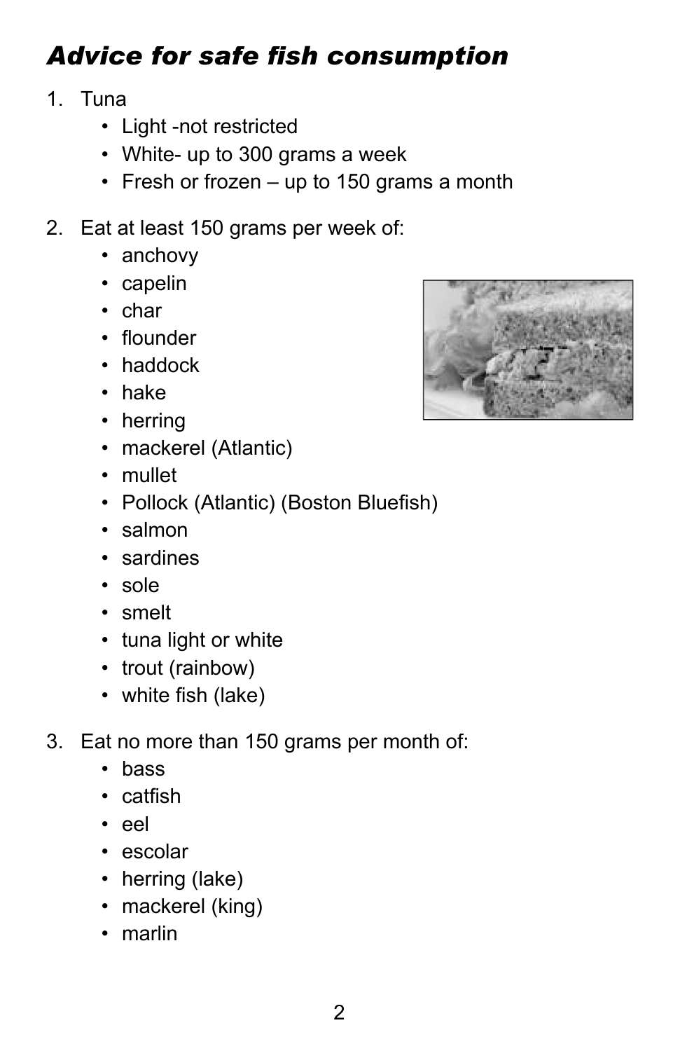# *Advice for safe fish consumption*

1. Tuna
   - Light -not restricted
   - White- up to 300 grams a week
   - Fresh or frozen – up to 150 grams a month

2. Eat at least 150 grams per week of:
   - anchovy
   - capelin
   - char
   - flounder
   - haddock
   - hake
   - herring
   - mackerel (Atlantic)
   - mullet
   - Pollock (Atlantic) (Boston Bluefish)
   - salmon
   - sardines
   - sole
   - smelt
   - tuna light or white
   - trout (rainbow)
   - white fish (lake)

3. Eat no more than 150 grams per month of:
   - bass
   - catfish
   - eel
   - escolar
   - herring (lake)
   - mackerel (king)
   - marlin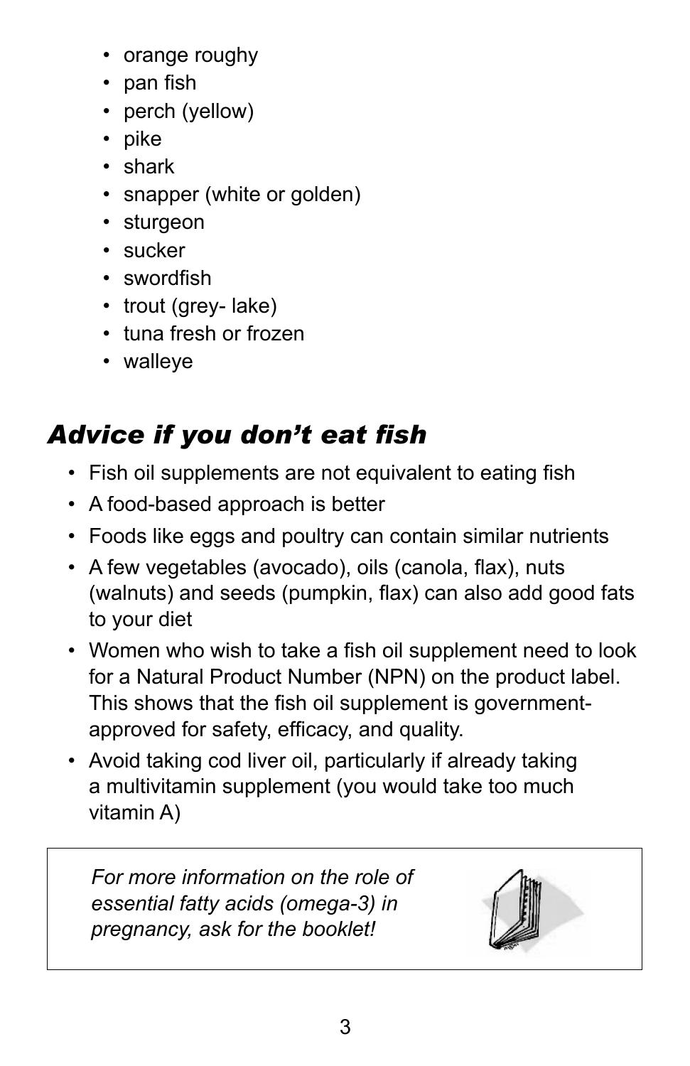- orange roughy
- pan fish
- perch (yellow)
- pike
- shark
- snapper (white or golden)
- sturgeon
- sucker
- swordfish
- trout (grey- lake)
- tuna fresh or frozen
- walleye

## *Advice if you don't eat fish*

- Fish oil supplements are not equivalent to eating fish
- A food-based approach is better
- Foods like eggs and poultry can contain similar nutrients
- A few vegetables (avocado), oils (canola, flax), nuts (walnuts) and seeds (pumpkin, flax) can also add good fats to your diet
- Women who wish to take a fish oil supplement need to look for a Natural Product Number (NPN) on the product label. This shows that the fish oil supplement is government-approved for safety, efficacy, and quality.
- Avoid taking cod liver oil, particularly if already taking a multivitamin supplement (you would take too much vitamin A)

*For more information on the role of essential fatty acids (omega-3) in pregnancy, ask for the booklet!*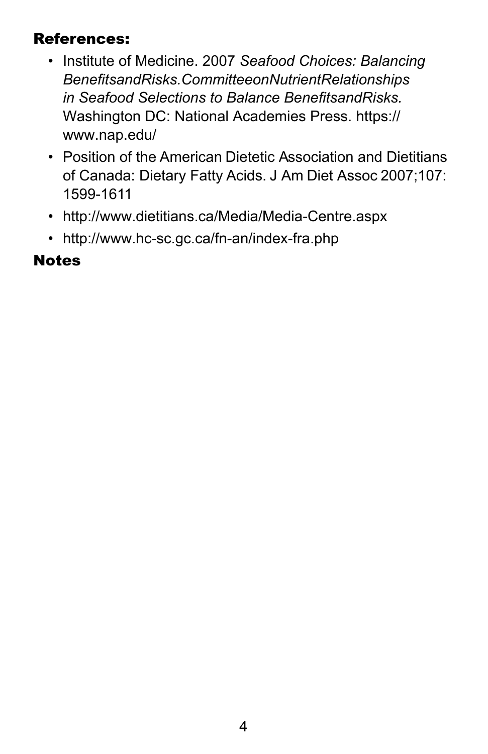## References:

- Institute of Medicine. 2007 *Seafood Choices: Balancing BenefitsandRisks.CommitteeonNutrientRelationships in Seafood Selections to Balance BenefitsandRisks.* Washington DC: National Academies Press. https://www.nap.edu/
- Position of the American Dietetic Association and Dietitians of Canada: Dietary Fatty Acids. J Am Diet Assoc 2007;107: 1599-1611
- http://www.dietitians.ca/Media/Media-Centre.aspx
- http://www.hc-sc.gc.ca/fn-an/index-fra.php

## Notes